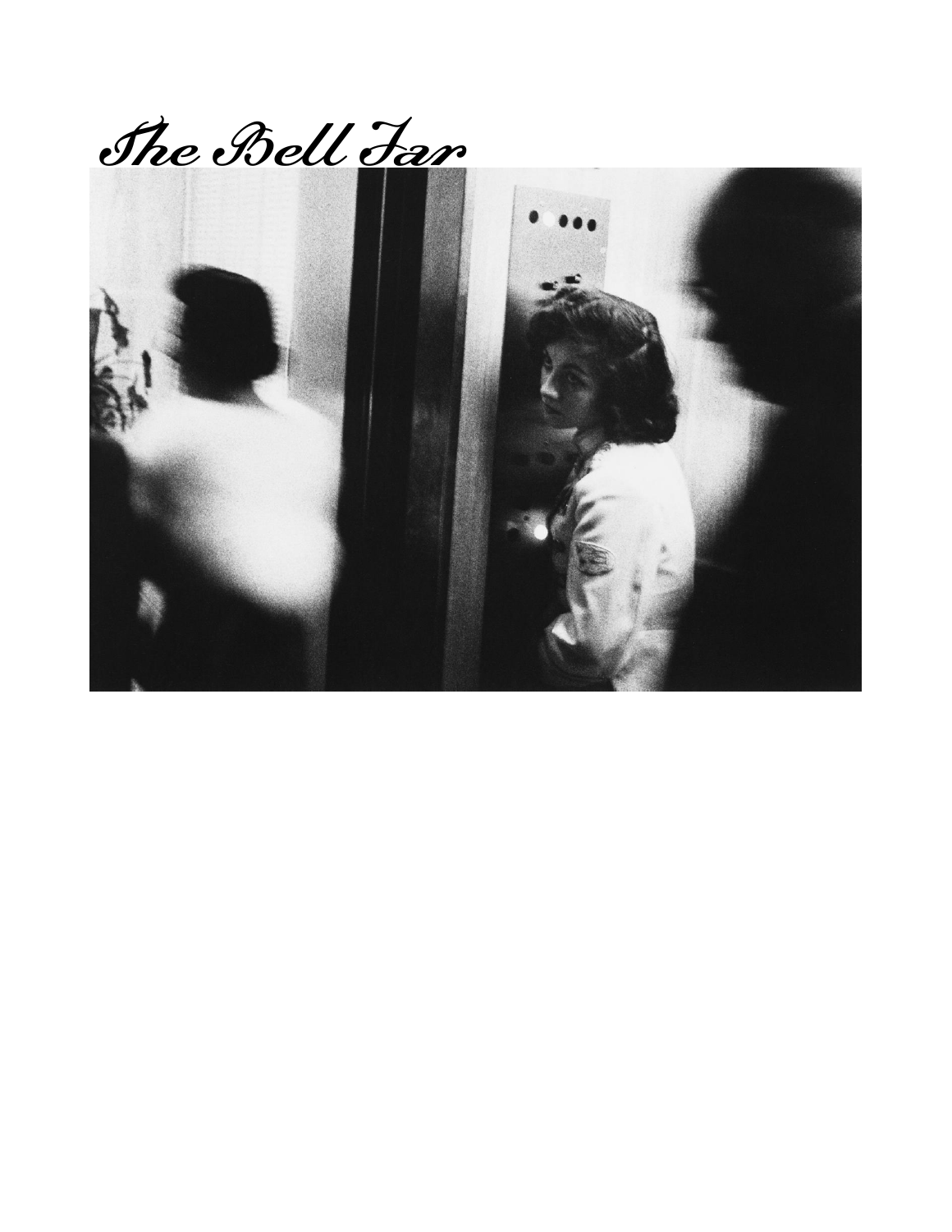# The Bell Jar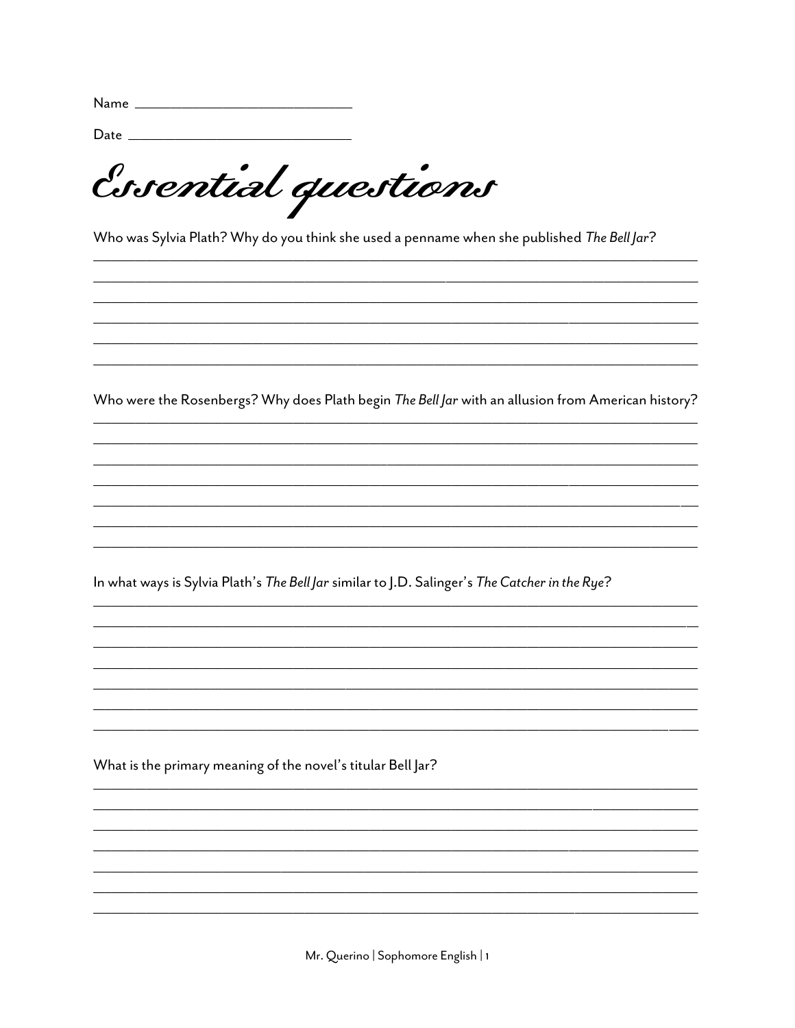Name ______________________________

Date ______________________________

# *Essential questions*

Who was Sylvia Plath? Why do you think she used a penname when she published *The Bell Jar*?

_______________________________________________________________________________
_______________________________________________________________________________
_______________________________________________________________________________
_______________________________________________________________________________
_______________________________________________________________________________
_______________________________________________________________________________

Who were the Rosenbergs? Why does Plath begin *The Bell Jar* with an allusion from American history?

_______________________________________________________________________________
_______________________________________________________________________________
_______________________________________________________________________________
_______________________________________________________________________________
_______________________________________________________________________________
_______________________________________________________________________________
_______________________________________________________________________________

In what ways is Sylvia Plath's *The Bell Jar* similar to J.D. Salinger's *The Catcher in the Rye*?

_______________________________________________________________________________
_______________________________________________________________________________
_______________________________________________________________________________
_______________________________________________________________________________
_______________________________________________________________________________
_______________________________________________________________________________
_______________________________________________________________________________

What is the primary meaning of the novel's titular Bell Jar?

_______________________________________________________________________________
_______________________________________________________________________________
_______________________________________________________________________________
_______________________________________________________________________________
_______________________________________________________________________________
_______________________________________________________________________________
_______________________________________________________________________________

Mr. Querino | Sophomore English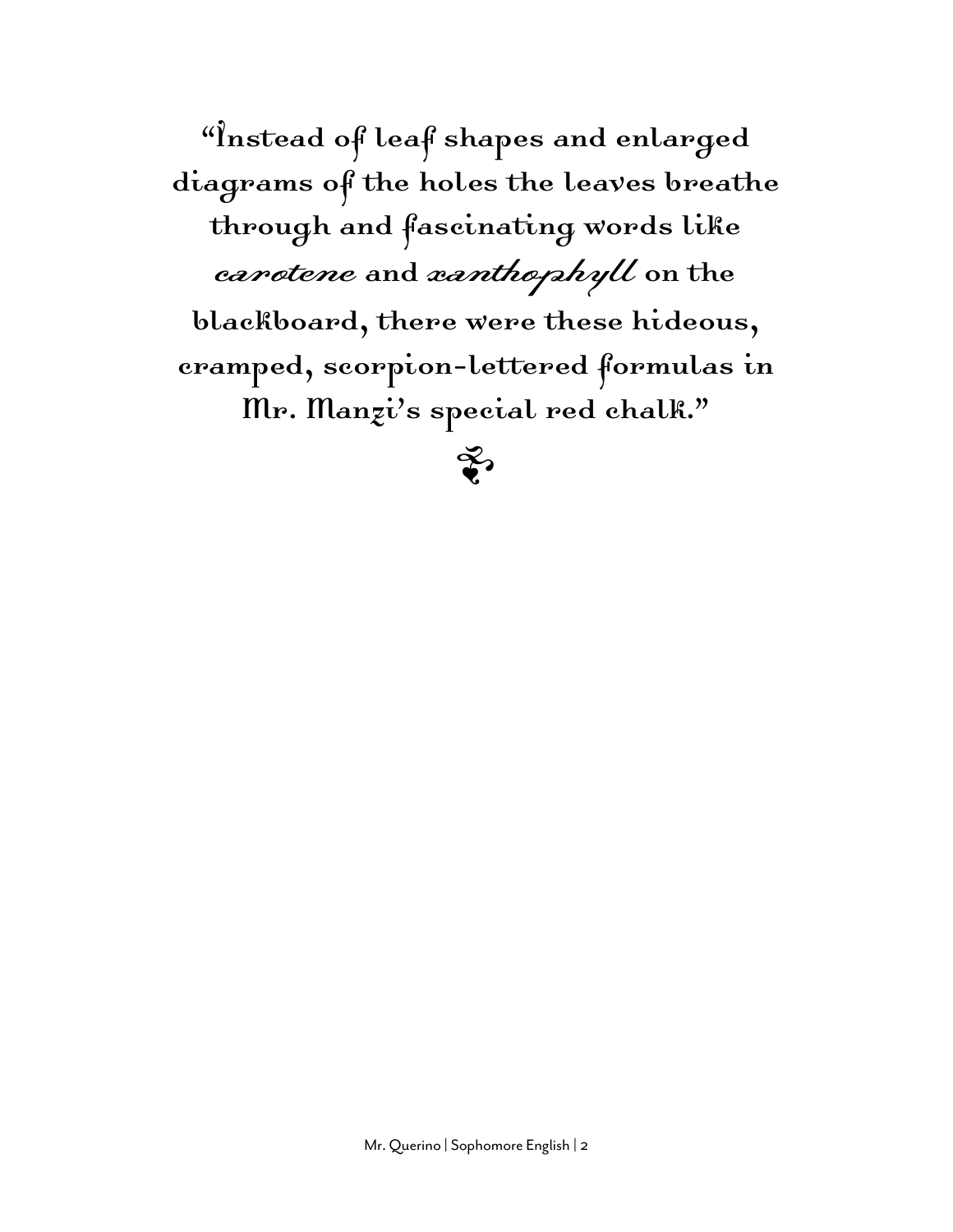"Instead of leaf shapes and enlarged diagrams of the holes the leaves breathe through and fascinating words like *carotene* and *xanthophyll* on the blackboard, there were these hideous, cramped, scorpion-lettered formulas in Mr. Manzi's special red chalk."

❦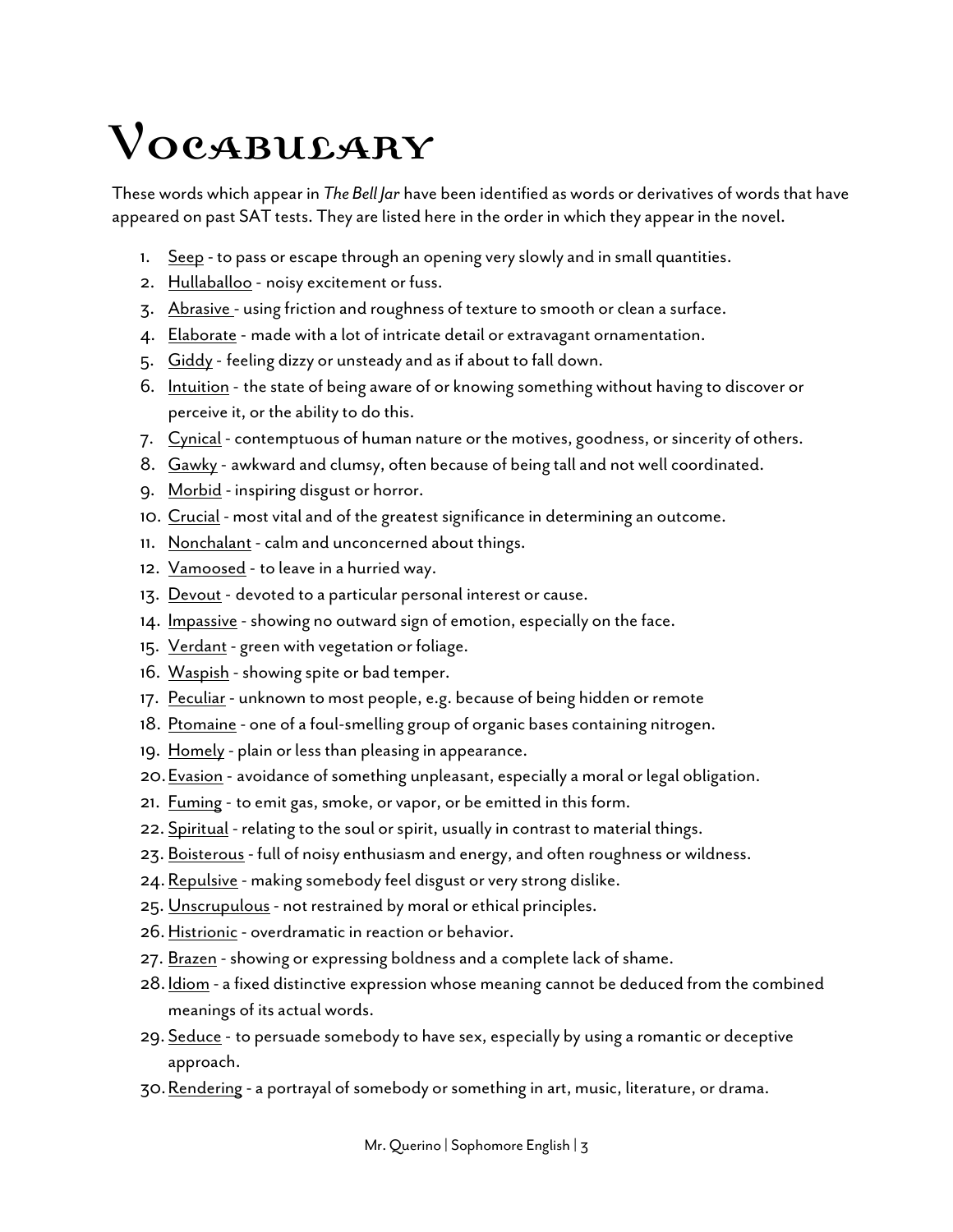# Vocabulary

These words which appear in *The Bell Jar* have been identified as words or derivatives of words that have appeared on past SAT tests. They are listed here in the order in which they appear in the novel.

1. <u>Seep</u> - to pass or escape through an opening very slowly and in small quantities.
2. <u>Hullaballoo</u> - noisy excitement or fuss.
3. <u>Abrasive</u> - using friction and roughness of texture to smooth or clean a surface.
4. <u>Elaborate</u> - made with a lot of intricate detail or extravagant ornamentation.
5. <u>Giddy</u> - feeling dizzy or unsteady and as if about to fall down.
6. <u>Intuition</u> - the state of being aware of or knowing something without having to discover or perceive it, or the ability to do this.
7. <u>Cynical</u> - contemptuous of human nature or the motives, goodness, or sincerity of others.
8. <u>Gawky</u> - awkward and clumsy, often because of being tall and not well coordinated.
9. <u>Morbid</u> - inspiring disgust or horror.
10. <u>Crucial</u> - most vital and of the greatest significance in determining an outcome.
11. <u>Nonchalant</u> - calm and unconcerned about things.
12. <u>Vamoosed</u> - to leave in a hurried way.
13. <u>Devout</u> - devoted to a particular personal interest or cause.
14. <u>Impassive</u> - showing no outward sign of emotion, especially on the face.
15. <u>Verdant</u> - green with vegetation or foliage.
16. <u>Waspish</u> - showing spite or bad temper.
17. <u>Peculiar</u> - unknown to most people, e.g. because of being hidden or remote
18. <u>Ptomaine</u> - one of a foul-smelling group of organic bases containing nitrogen.
19. <u>Homely</u> - plain or less than pleasing in appearance.
20. <u>Evasion</u> - avoidance of something unpleasant, especially a moral or legal obligation.
21. <u>Fuming</u> - to emit gas, smoke, or vapor, or be emitted in this form.
22. <u>Spiritual</u> - relating to the soul or spirit, usually in contrast to material things.
23. <u>Boisterous</u> - full of noisy enthusiasm and energy, and often roughness or wildness.
24. <u>Repulsive</u> - making somebody feel disgust or very strong dislike.
25. <u>Unscrupulous</u> - not restrained by moral or ethical principles.
26. <u>Histrionic</u> - overdramatic in reaction or behavior.
27. <u>Brazen</u> - showing or expressing boldness and a complete lack of shame.
28. <u>Idiom</u> - a fixed distinctive expression whose meaning cannot be deduced from the combined meanings of its actual words.
29. <u>Seduce</u> - to persuade somebody to have sex, especially by using a romantic or deceptive approach.
30. <u>Rendering</u> - a portrayal of somebody or something in art, music, literature, or drama.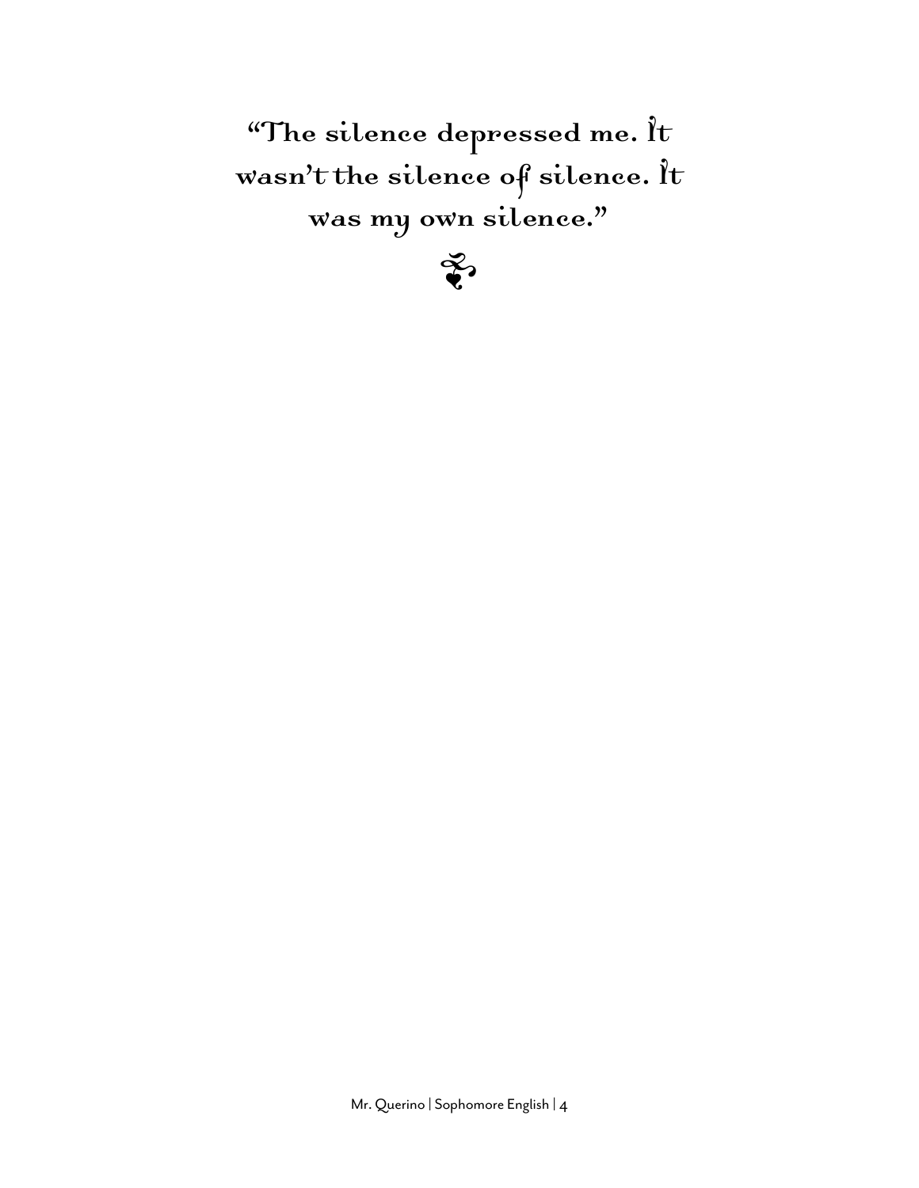"The silence depressed me. It wasn't the silence of silence. It was my own silence."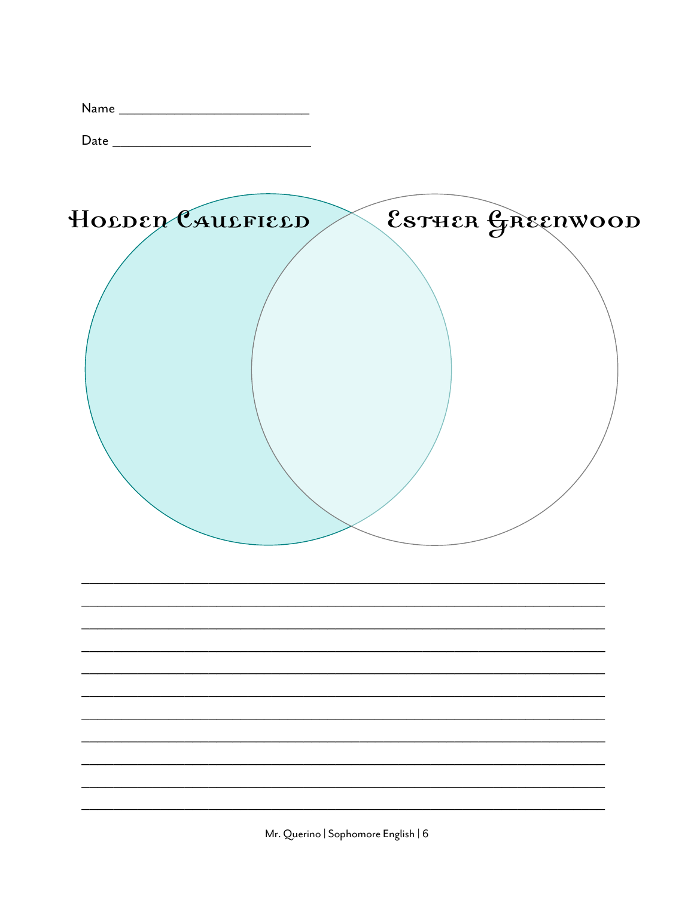Name ___________________________

Date ____________________________

**Holden Caulfield**

**Esther Greenwood**

_______________________________________________________________________________

_______________________________________________________________________________

_______________________________________________________________________________

_______________________________________________________________________________

_______________________________________________________________________________

_______________________________________________________________________________

_______________________________________________________________________________

_______________________________________________________________________________

_______________________________________________________________________________

_______________________________________________________________________________

_______________________________________________________________________________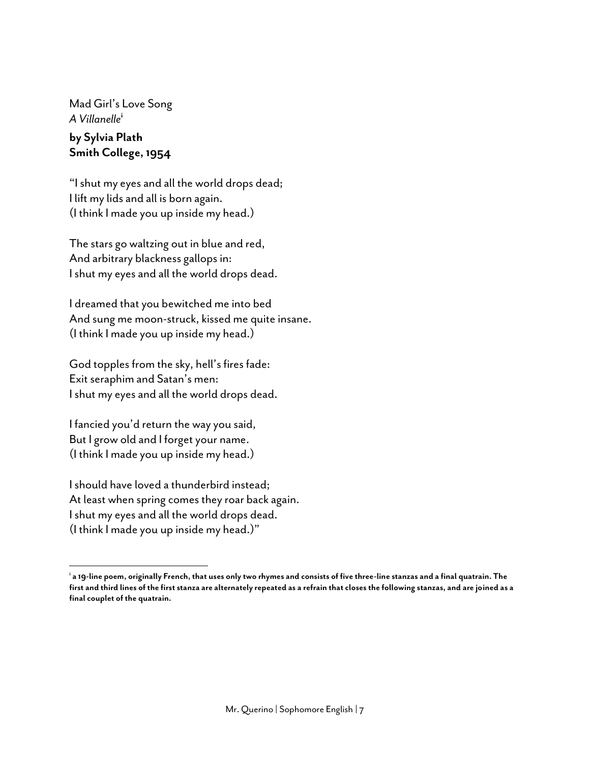Mad Girl's Love Song
*A Villanelle*[i]

**by Sylvia Plath**
**Smith College, 1954**

"I shut my eyes and all the world drops dead;
I lift my lids and all is born again.
(I think I made you up inside my head.)

The stars go waltzing out in blue and red,
And arbitrary blackness gallops in:
I shut my eyes and all the world drops dead.

I dreamed that you bewitched me into bed
And sung me moon-struck, kissed me quite insane.
(I think I made you up inside my head.)

God topples from the sky, hell's fires fade:
Exit seraphim and Satan's men:
I shut my eyes and all the world drops dead.

I fancied you'd return the way you said,
But I grow old and I forget your name.
(I think I made you up inside my head.)

I should have loved a thunderbird instead;
At least when spring comes they roar back again.
I shut my eyes and all the world drops dead.
(I think I made you up inside my head.)"

---

**[i] a 19-line poem, originally French, that uses only two rhymes and consists of five three-line stanzas and a final quatrain. The first and third lines of the first stanza are alternately repeated as a refrain that closes the following stanzas, and are joined as a final couplet of the quatrain.**